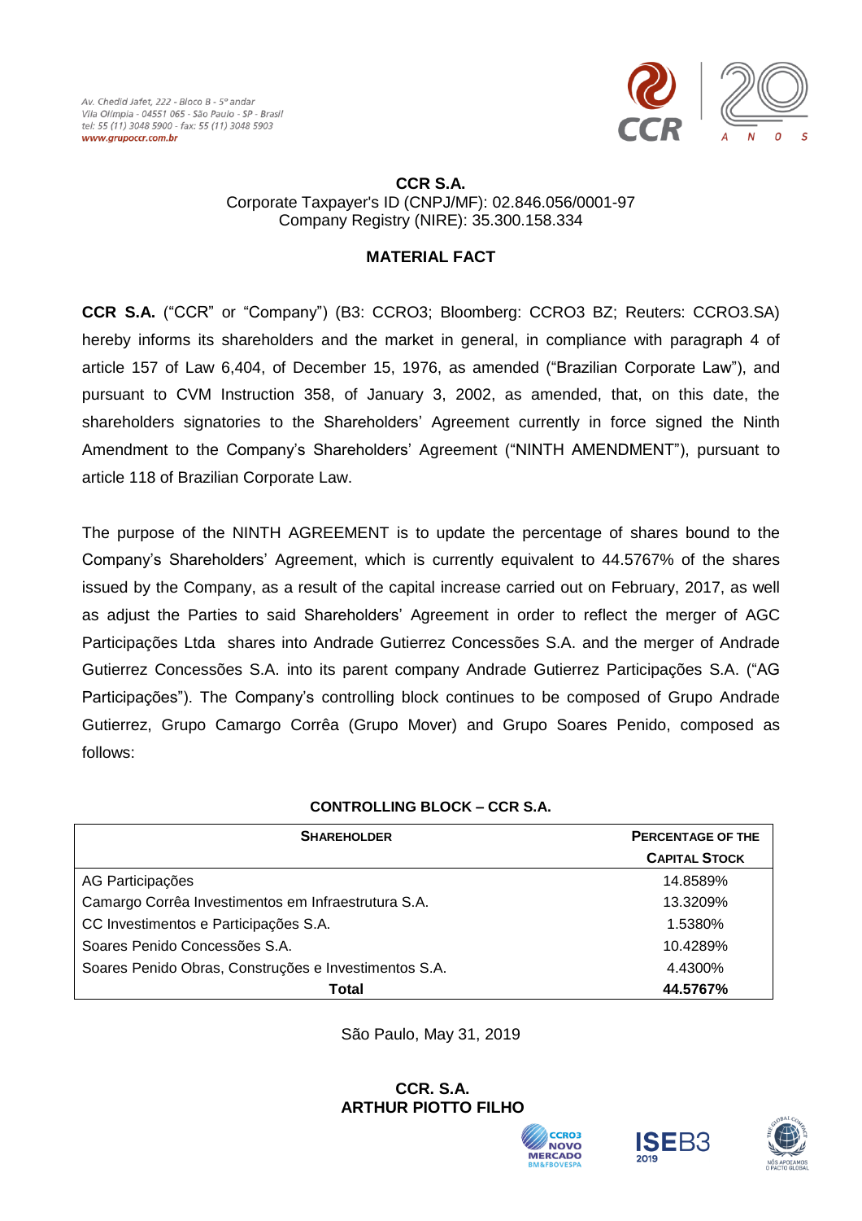**CCR S.A.**
Corporate Taxpayer's ID (CNPJ/MF): 02.846.056/0001-97
Company Registry (NIRE): 35.300.158.334

## MATERIAL FACT

**CCR S.A.** ("CCR" or "Company") (B3: CCRO3; Bloomberg: CCRO3 BZ; Reuters: CCRO3.SA) hereby informs its shareholders and the market in general, in compliance with paragraph 4 of article 157 of Law 6,404, of December 15, 1976, as amended ("Brazilian Corporate Law"), and pursuant to CVM Instruction 358, of January 3, 2002, as amended, that, on this date, the shareholders signatories to the Shareholders' Agreement currently in force signed the Ninth Amendment to the Company's Shareholders' Agreement ("NINTH AMENDMENT"), pursuant to article 118 of Brazilian Corporate Law.

The purpose of the NINTH AGREEMENT is to update the percentage of shares bound to the Company's Shareholders' Agreement, which is currently equivalent to 44.5767% of the shares issued by the Company, as a result of the capital increase carried out on February, 2017, as well as adjust the Parties to said Shareholders' Agreement in order to reflect the merger of AGC Participações Ltda shares into Andrade Gutierrez Concessões S.A. and the merger of Andrade Gutierrez Concessões S.A. into its parent company Andrade Gutierrez Participações S.A. ("AG Participações"). The Company's controlling block continues to be composed of Grupo Andrade Gutierrez, Grupo Camargo Corrêa (Grupo Mover) and Grupo Soares Penido, composed as follows:

**CONTROLLING BLOCK – CCR S.A.**

| SHAREHOLDER | PERCENTAGE OF THE CAPITAL STOCK |
|---|---|
| AG Participações | 14.8589% |
| Camargo Corrêa Investimentos em Infraestrutura S.A. | 13.3209% |
| CC Investimentos e Participações S.A. | 1.5380% |
| Soares Penido Concessões S.A. | 10.4289% |
| Soares Penido Obras, Construções e Investimentos S.A. | 4.4300% |
| **Total** | **44.5767%** |

São Paulo, May 31, 2019

**CCR. S.A.**
**ARTHUR PIOTTO FILHO**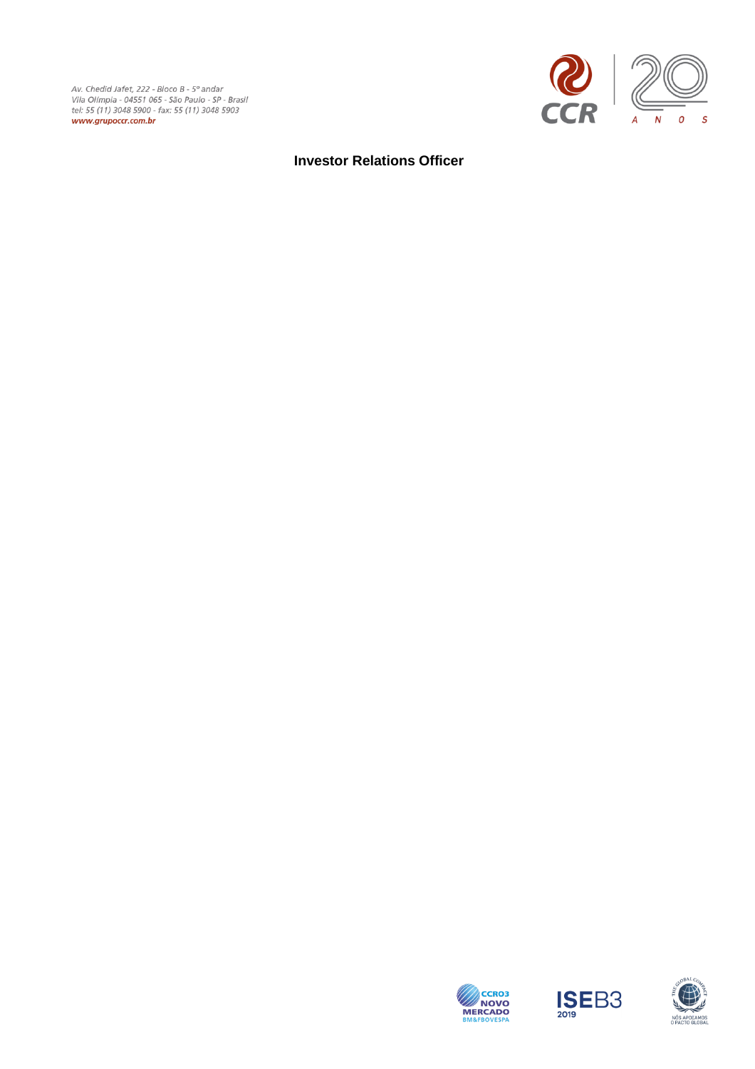**Investor Relations Officer**